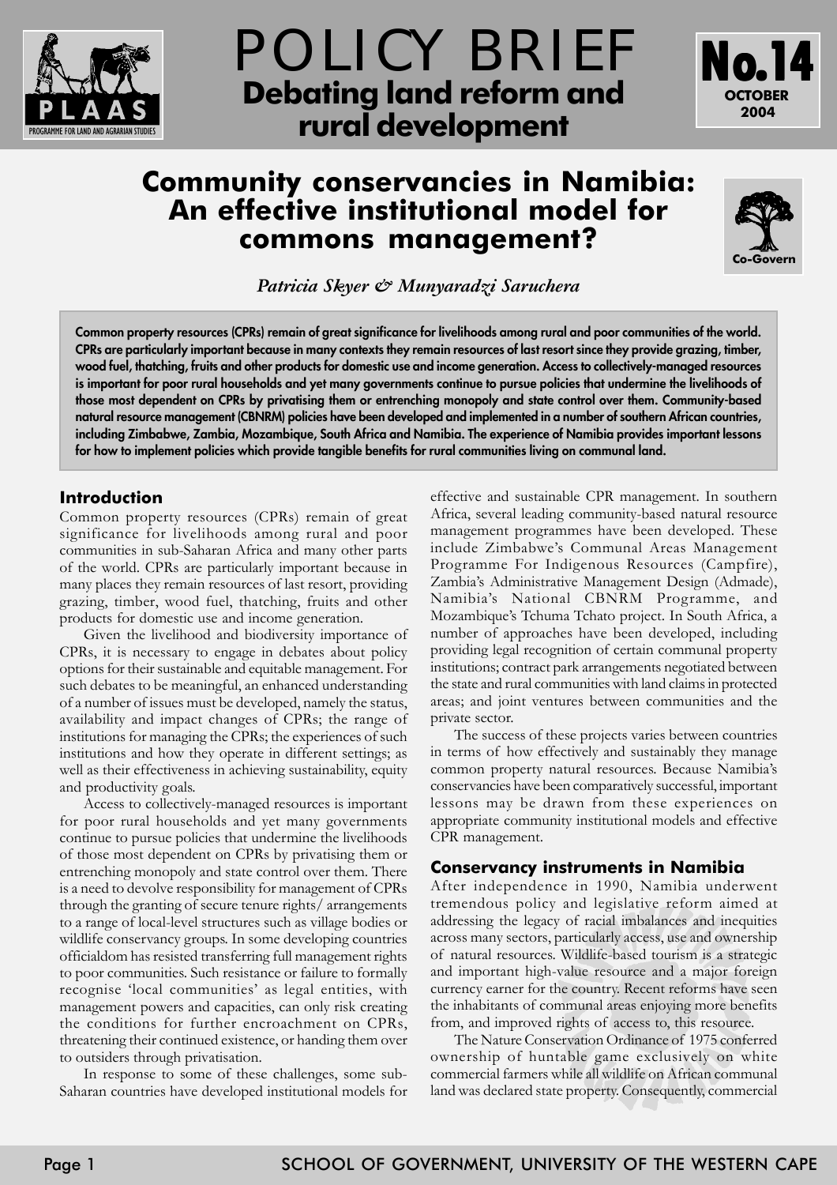# POLICY BRIEF

**Debating land reform and rural development**

**No.14**
**OCTOBER 2004**

## Community conservancies in Namibia: An effective institutional model for commons management?

*Patricia Skyer & Munyaradzi Saruchera*

**Common property resources (CPRs) remain of great significance for livelihoods among rural and poor communities of the world. CPRs are particularly important because in many contexts they remain resources of last resort since they provide grazing, timber, wood fuel, thatching, fruits and other products for domestic use and income generation. Access to collectively-managed resources is important for poor rural households and yet many governments continue to pursue policies that undermine the livelihoods of those most dependent on CPRs by privatising them or entrenching monopoly and state control over them. Community-based natural resource management (CBNRM) policies have been developed and implemented in a number of southern African countries, including Zimbabwe, Zambia, Mozambique, South Africa and Namibia. The experience of Namibia provides important lessons for how to implement policies which provide tangible benefits for rural communities living on communal land.**

### Introduction

Common property resources (CPRs) remain of great significance for livelihoods among rural and poor communities in sub-Saharan Africa and many other parts of the world. CPRs are particularly important because in many places they remain resources of last resort, providing grazing, timber, wood fuel, thatching, fruits and other products for domestic use and income generation.

Given the livelihood and biodiversity importance of CPRs, it is necessary to engage in debates about policy options for their sustainable and equitable management. For such debates to be meaningful, an enhanced understanding of a number of issues must be developed, namely the status, availability and impact changes of CPRs; the range of institutions for managing the CPRs; the experiences of such institutions and how they operate in different settings; as well as their effectiveness in achieving sustainability, equity and productivity goals.

Access to collectively-managed resources is important for poor rural households and yet many governments continue to pursue policies that undermine the livelihoods of those most dependent on CPRs by privatising them or entrenching monopoly and state control over them. There is a need to devolve responsibility for management of CPRs through the granting of secure tenure rights/ arrangements to a range of local-level structures such as village bodies or wildlife conservancy groups. In some developing countries officialdom has resisted transferring full management rights to poor communities. Such resistance or failure to formally recognise 'local communities' as legal entities, with management powers and capacities, can only risk creating the conditions for further encroachment on CPRs, threatening their continued existence, or handing them over to outsiders through privatisation.

In response to some of these challenges, some sub-Saharan countries have developed institutional models for effective and sustainable CPR management. In southern Africa, several leading community-based natural resource management programmes have been developed. These include Zimbabwe's Communal Areas Management Programme For Indigenous Resources (Campfire), Zambia's Administrative Management Design (Admade), Namibia's National CBNRM Programme, and Mozambique's Tchuma Tchato project. In South Africa, a number of approaches have been developed, including providing legal recognition of certain communal property institutions; contract park arrangements negotiated between the state and rural communities with land claims in protected areas; and joint ventures between communities and the private sector.

The success of these projects varies between countries in terms of how effectively and sustainably they manage common property natural resources. Because Namibia's conservancies have been comparatively successful, important lessons may be drawn from these experiences on appropriate community institutional models and effective CPR management.

### Conservancy instruments in Namibia

After independence in 1990, Namibia underwent tremendous policy and legislative reform aimed at addressing the legacy of racial imbalances and inequities across many sectors, particularly access, use and ownership of natural resources. Wildlife-based tourism is a strategic and important high-value resource and a major foreign currency earner for the country. Recent reforms have seen the inhabitants of communal areas enjoying more benefits from, and improved rights of access to, this resource.

The Nature Conservation Ordinance of 1975 conferred ownership of huntable game exclusively on white commercial farmers while all wildlife on African communal land was declared state property. Consequently, commercial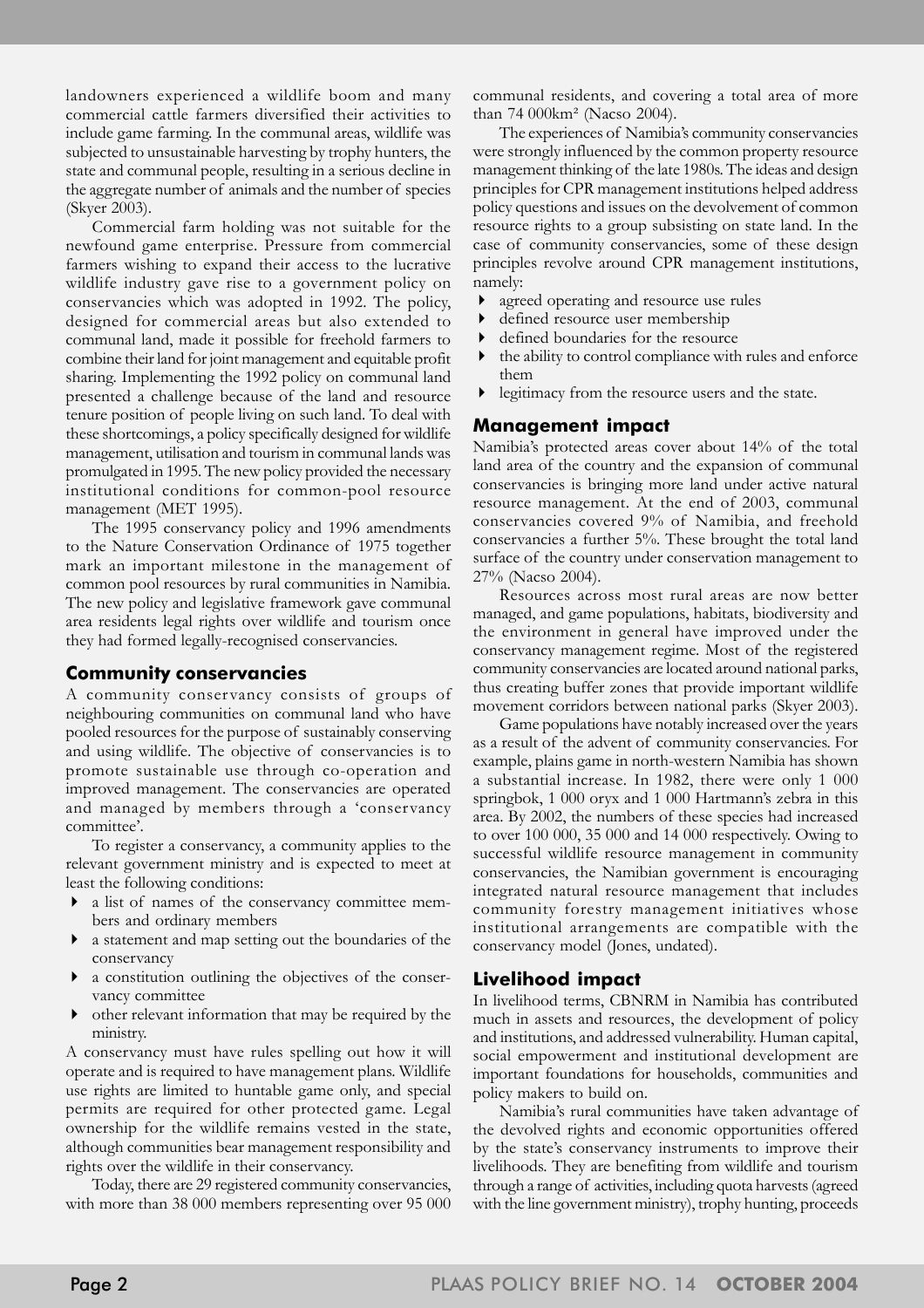landowners experienced a wildlife boom and many commercial cattle farmers diversified their activities to include game farming. In the communal areas, wildlife was subjected to unsustainable harvesting by trophy hunters, the state and communal people, resulting in a serious decline in the aggregate number of animals and the number of species (Skyer 2003).

Commercial farm holding was not suitable for the newfound game enterprise. Pressure from commercial farmers wishing to expand their access to the lucrative wildlife industry gave rise to a government policy on conservancies which was adopted in 1992. The policy, designed for commercial areas but also extended to communal land, made it possible for freehold farmers to combine their land for joint management and equitable profit sharing. Implementing the 1992 policy on communal land presented a challenge because of the land and resource tenure position of people living on such land. To deal with these shortcomings, a policy specifically designed for wildlife management, utilisation and tourism in communal lands was promulgated in 1995. The new policy provided the necessary institutional conditions for common-pool resource management (MET 1995).

The 1995 conservancy policy and 1996 amendments to the Nature Conservation Ordinance of 1975 together mark an important milestone in the management of common pool resources by rural communities in Namibia. The new policy and legislative framework gave communal area residents legal rights over wildlife and tourism once they had formed legally-recognised conservancies.

## Community conservancies

A community conservancy consists of groups of neighbouring communities on communal land who have pooled resources for the purpose of sustainably conserving and using wildlife. The objective of conservancies is to promote sustainable use through co-operation and improved management. The conservancies are operated and managed by members through a 'conservancy committee'.

To register a conservancy, a community applies to the relevant government ministry and is expected to meet at least the following conditions:

- a list of names of the conservancy committee members and ordinary members
- a statement and map setting out the boundaries of the conservancy
- a constitution outlining the objectives of the conservancy committee
- other relevant information that may be required by the ministry.

A conservancy must have rules spelling out how it will operate and is required to have management plans. Wildlife use rights are limited to huntable game only, and special permits are required for other protected game. Legal ownership for the wildlife remains vested in the state, although communities bear management responsibility and rights over the wildlife in their conservancy.

Today, there are 29 registered community conservancies, with more than 38 000 members representing over 95 000 communal residents, and covering a total area of more than 74 000km² (Nacso 2004).

The experiences of Namibia's community conservancies were strongly influenced by the common property resource management thinking of the late 1980s. The ideas and design principles for CPR management institutions helped address policy questions and issues on the devolvement of common resource rights to a group subsisting on state land. In the case of community conservancies, some of these design principles revolve around CPR management institutions, namely:

- agreed operating and resource use rules
- defined resource user membership
- defined boundaries for the resource
- the ability to control compliance with rules and enforce them
- legitimacy from the resource users and the state.

## Management impact

Namibia's protected areas cover about 14% of the total land area of the country and the expansion of communal conservancies is bringing more land under active natural resource management. At the end of 2003, communal conservancies covered 9% of Namibia, and freehold conservancies a further 5%. These brought the total land surface of the country under conservation management to 27% (Nacso 2004).

Resources across most rural areas are now better managed, and game populations, habitats, biodiversity and the environment in general have improved under the conservancy management regime. Most of the registered community conservancies are located around national parks, thus creating buffer zones that provide important wildlife movement corridors between national parks (Skyer 2003).

Game populations have notably increased over the years as a result of the advent of community conservancies. For example, plains game in north-western Namibia has shown a substantial increase. In 1982, there were only 1 000 springbok, 1 000 oryx and 1 000 Hartmann's zebra in this area. By 2002, the numbers of these species had increased to over 100 000, 35 000 and 14 000 respectively. Owing to successful wildlife resource management in community conservancies, the Namibian government is encouraging integrated natural resource management that includes community forestry management initiatives whose institutional arrangements are compatible with the conservancy model (Jones, undated).

## Livelihood impact

In livelihood terms, CBNRM in Namibia has contributed much in assets and resources, the development of policy and institutions, and addressed vulnerability. Human capital, social empowerment and institutional development are important foundations for households, communities and policy makers to build on.

Namibia's rural communities have taken advantage of the devolved rights and economic opportunities offered by the state's conservancy instruments to improve their livelihoods. They are benefiting from wildlife and tourism through a range of activities, including quota harvests (agreed with the line government ministry), trophy hunting, proceeds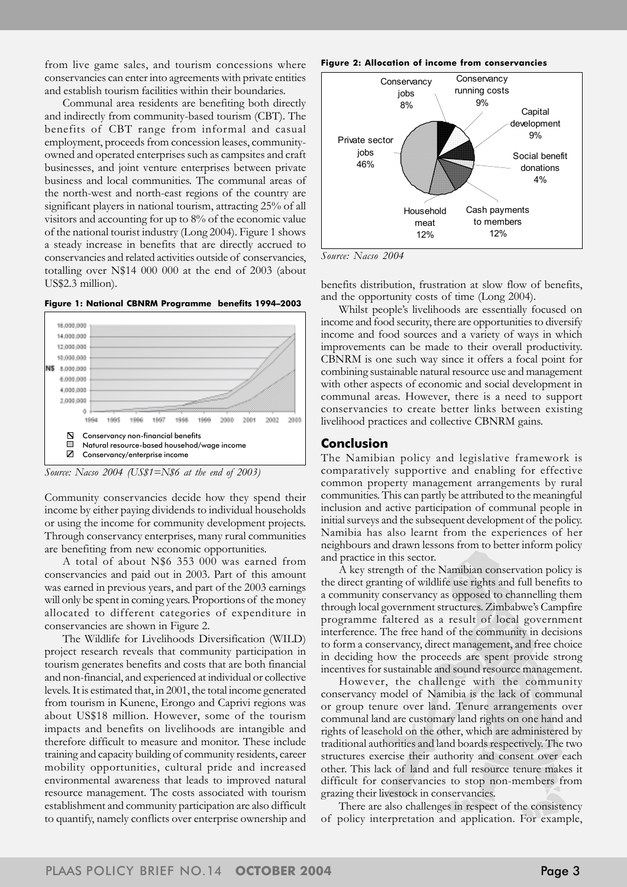from live game sales, and tourism concessions where conservancies can enter into agreements with private entities and establish tourism facilities within their boundaries.

Communal area residents are benefiting both directly and indirectly from community-based tourism (CBT). The benefits of CBT range from informal and casual employment, proceeds from concession leases, community-owned and operated enterprises such as campsites and craft businesses, and joint venture enterprises between private business and local communities. The communal areas of the north-west and north-east regions of the country are significant players in national tourism, attracting 25% of all visitors and accounting for up to 8% of the economic value of the national tourist industry (Long 2004). Figure 1 shows a steady increase in benefits that are directly accrued to conservancies and related activities outside of conservancies, totalling over N$14 000 000 at the end of 2003 (about US$2.3 million).

**Figure 1: National CBNRM Programme benefits 1994–2003**

*Source: Nacso 2004 (US$1=N$6 at the end of 2003)*

Community conservancies decide how they spend their income by either paying dividends to individual households or using the income for community development projects. Through conservancy enterprises, many rural communities are benefiting from new economic opportunities.

A total of about N$6 353 000 was earned from conservancies and paid out in 2003. Part of this amount was earned in previous years, and part of the 2003 earnings will only be spent in coming years. Proportions of the money allocated to different categories of expenditure in conservancies are shown in Figure 2.

The Wildlife for Livelihoods Diversification (WILD) project research reveals that community participation in tourism generates benefits and costs that are both financial and non-financial, and experienced at individual or collective levels. It is estimated that, in 2001, the total income generated from tourism in Kunene, Erongo and Caprivi regions was about US$18 million. However, some of the tourism impacts and benefits on livelihoods are intangible and therefore difficult to measure and monitor. These include training and capacity building of community residents, career mobility opportunities, cultural pride and increased environmental awareness that leads to improved natural resource management. The costs associated with tourism establishment and community participation are also difficult to quantify, namely conflicts over enterprise ownership and benefits distribution, frustration at slow flow of benefits, and the opportunity costs of time (Long 2004).

**Figure 2: Allocation of income from conservancies**

*Source: Nacso 2004*

Whilst people's livelihoods are essentially focused on income and food security, there are opportunities to diversify income and food sources and a variety of ways in which improvements can be made to their overall productivity. CBNRM is one such way since it offers a focal point for combining sustainable natural resource use and management with other aspects of economic and social development in communal areas. However, there is a need to support conservancies to create better links between existing livelihood practices and collective CBNRM gains.

## Conclusion

The Namibian policy and legislative framework is comparatively supportive and enabling for effective common property management arrangements by rural communities. This can partly be attributed to the meaningful inclusion and active participation of communal people in initial surveys and the subsequent development of the policy. Namibia has also learnt from the experiences of her neighbours and drawn lessons from to better inform policy and practice in this sector.

A key strength of the Namibian conservation policy is the direct granting of wildlife use rights and full benefits to a community conservancy as opposed to channelling them through local government structures. Zimbabwe's Campfire programme faltered as a result of local government interference. The free hand of the community in decisions to form a conservancy, direct management, and free choice in deciding how the proceeds are spent provide strong incentives for sustainable and sound resource management.

However, the challenge with the community conservancy model of Namibia is the lack of communal or group tenure over land. Tenure arrangements over communal land are customary land rights on one hand and rights of leasehold on the other, which are administered by traditional authorities and land boards respectively. The two structures exercise their authority and consent over each other. This lack of land and full resource tenure makes it difficult for conservancies to stop non-members from grazing their livestock in conservancies.

There are also challenges in respect of the consistency of policy interpretation and application. For example,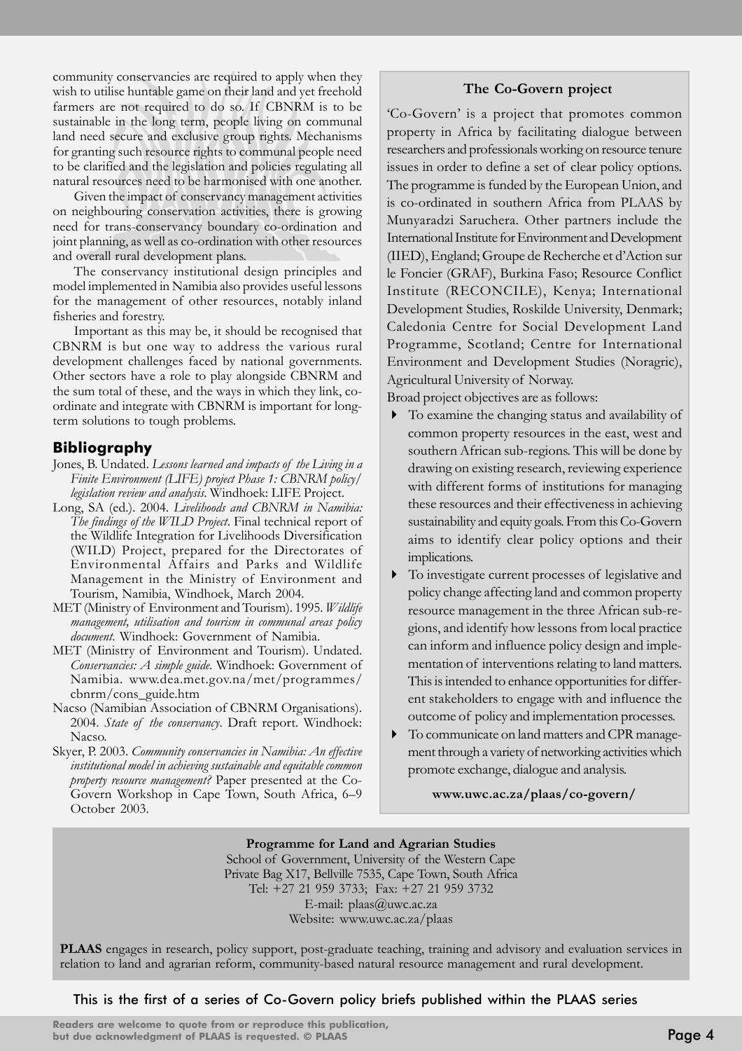community conservancies are required to apply when they wish to utilise huntable game on their land and yet freehold farmers are not required to do so. If CBNRM is to be sustainable in the long term, people living on communal land need secure and exclusive group rights. Mechanisms for granting such resource rights to communal people need to be clarified and the legislation and policies regulating all natural resources need to be harmonised with one another.

Given the impact of conservancy management activities on neighbouring conservation activities, there is growing need for trans-conservancy boundary co-ordination and joint planning, as well as co-ordination with other resources and overall rural development plans.

The conservancy institutional design principles and model implemented in Namibia also provides useful lessons for the management of other resources, notably inland fisheries and forestry.

Important as this may be, it should be recognised that CBNRM is but one way to address the various rural development challenges faced by national governments. Other sectors have a role to play alongside CBNRM and the sum total of these, and the ways in which they link, co-ordinate and integrate with CBNRM is important for long-term solutions to tough problems.

## Bibliography

Jones, B. Undated. *Lessons learned and impacts of the Living in a Finite Environment (LIFE) project Phase 1: CBNRM policy/legislation review and analysis*. Windhoek: LIFE Project.

Long, SA (ed.). 2004. *Livelihoods and CBNRM in Namibia: The findings of the WILD Project*. Final technical report of the Wildlife Integration for Livelihoods Diversification (WILD) Project, prepared for the Directorates of Environmental Affairs and Parks and Wildlife Management in the Ministry of Environment and Tourism, Namibia, Windhoek, March 2004.

MET (Ministry of Environment and Tourism). 1995. *Wildlife management, utilisation and tourism in communal areas policy document*. Windhoek: Government of Namibia.

MET (Ministry of Environment and Tourism). Undated. *Conservancies: A simple guide*. Windhoek: Government of Namibia. www.dea.met.gov.na/met/programmes/cbnrm/cons_guide.htm

Nacso (Namibian Association of CBNRM Organisations). 2004. *State of the conservancy*. Draft report. Windhoek: Nacso.

Skyer, P. 2003. *Community conservancies in Namibia: An effective institutional model in achieving sustainable and equitable common property resource management?* Paper presented at the Co-Govern Workshop in Cape Town, South Africa, 6–9 October 2003.

### The Co-Govern project

'Co-Govern' is a project that promotes common property in Africa by facilitating dialogue between researchers and professionals working on resource tenure issues in order to define a set of clear policy options. The programme is funded by the European Union, and is co-ordinated in southern Africa from PLAAS by Munyaradzi Saruchera. Other partners include the International Institute for Environment and Development (IIED), England; Groupe de Recherche et d'Action sur le Foncier (GRAF), Burkina Faso; Resource Conflict Institute (RECONCILE), Kenya; International Development Studies, Roskilde University, Denmark; Caledonia Centre for Social Development Land Programme, Scotland; Centre for International Environment and Development Studies (Noragric), Agricultural University of Norway.

Broad project objectives are as follows:

- To examine the changing status and availability of common property resources in the east, west and southern African sub-regions. This will be done by drawing on existing research, reviewing experience with different forms of institutions for managing these resources and their effectiveness in achieving sustainability and equity goals. From this Co-Govern aims to identify clear policy options and their implications.
- To investigate current processes of legislative and policy change affecting land and common property resource management in the three African sub-regions, and identify how lessons from local practice can inform and influence policy design and implementation of interventions relating to land matters. This is intended to enhance opportunities for different stakeholders to engage with and influence the outcome of policy and implementation processes.
- To communicate on land matters and CPR management through a variety of networking activities which promote exchange, dialogue and analysis.

**www.uwc.ac.za/plaas/co-govern/**

**Programme for Land and Agrarian Studies**
School of Government, University of the Western Cape
Private Bag X17, Bellville 7535, Cape Town, South Africa
Tel: +27 21 959 3733; Fax: +27 21 959 3732
E-mail: plaas@uwc.ac.za
Website: www.uwc.ac.za/plaas

**PLAAS** engages in research, policy support, post-graduate teaching, training and advisory and evaluation services in relation to land and agrarian reform, community-based natural resource management and rural development.

This is the first of a series of Co-Govern policy briefs published within the PLAAS series

**Readers are welcome to quote from or reproduce this publication, but due acknowledgment of PLAAS is requested. © PLAAS**